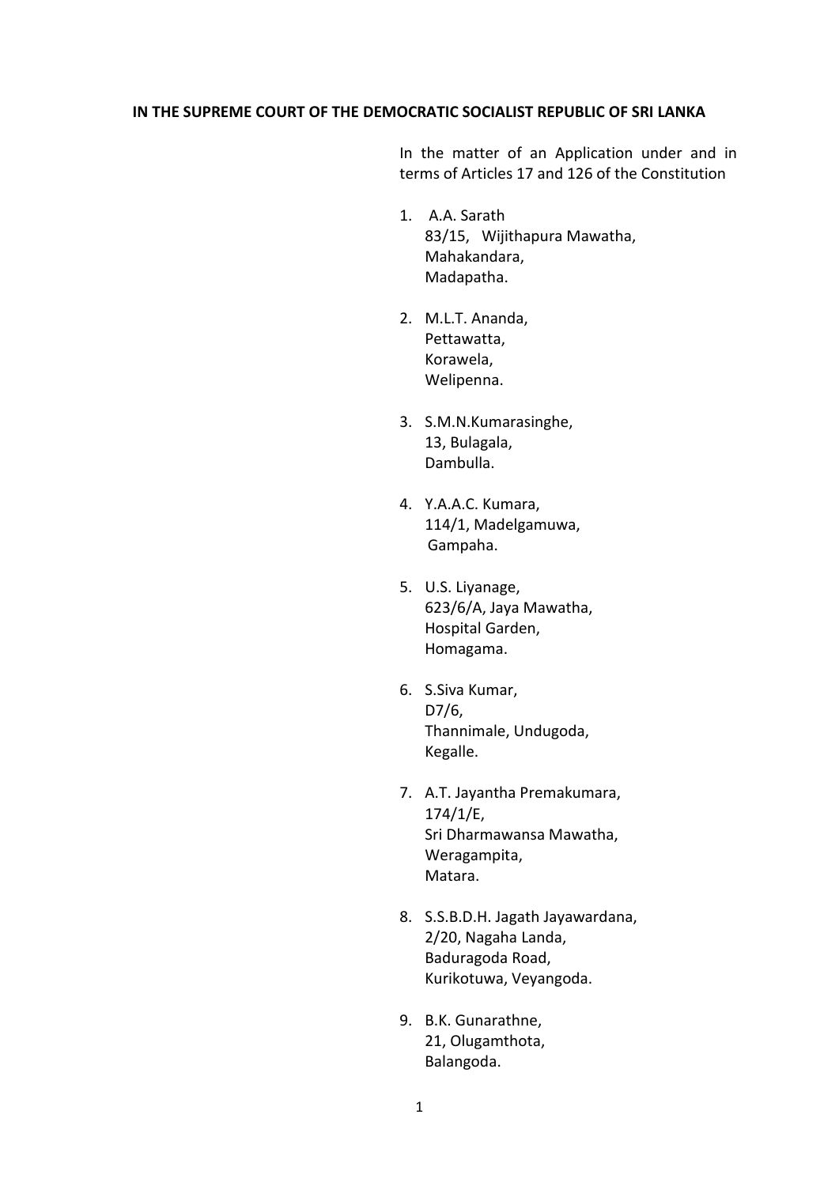**IN THE SUPREME COURT OF THE DEMOCRATIC SOCIALIST REPUBLIC OF SRI LANKA**

In the matter of an Application under and in terms of Articles 17 and 126 of the Constitution

1. A.A. Sarath
   83/15, Wijithapura Mawatha,
   Mahakandara,
   Madapatha.

2. M.L.T. Ananda,
   Pettawatta,
   Korawela,
   Welipenna.

3. S.M.N.Kumarasinghe,
   13, Bulagala,
   Dambulla.

4. Y.A.A.C. Kumara,
   114/1, Madelgamuwa,
   Gampaha.

5. U.S. Liyanage,
   623/6/A, Jaya Mawatha,
   Hospital Garden,
   Homagama.

6. S.Siva Kumar,
   D7/6,
   Thannimale, Undugoda,
   Kegalle.

7. A.T. Jayantha Premakumara,
   174/1/E,
   Sri Dharmawansa Mawatha,
   Weragampita,
   Matara.

8. S.S.B.D.H. Jagath Jayawardana,
   2/20, Nagaha Landa,
   Baduragoda Road,
   Kurikotuwa, Veyangoda.

9. B.K. Gunarathne,
   21, Olugamthota,
   Balangoda.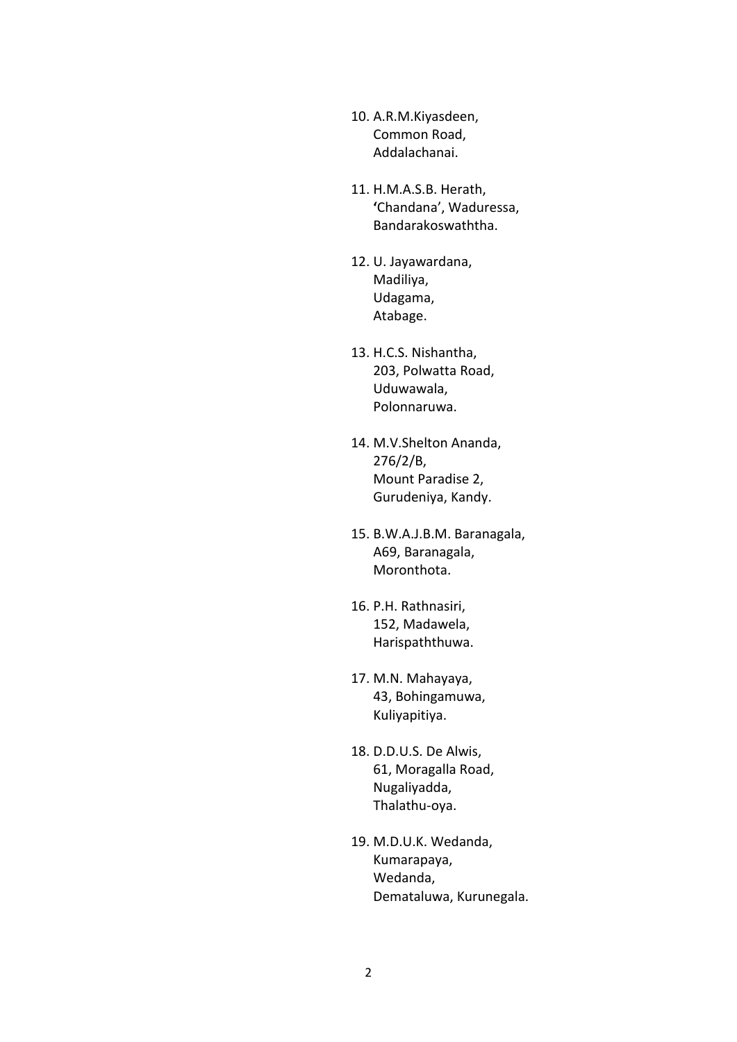10. A.R.M.Kiyasdeen,
    Common Road,
    Addalachanai.

11. H.M.A.S.B. Herath,
    'Chandana', Waduressa,
    Bandarakoswaththa.

12. U. Jayawardana,
    Madiliya,
    Udagama,
    Atabage.

13. H.C.S. Nishantha,
    203, Polwatta Road,
    Uduwawala,
    Polonnaruwa.

14. M.V.Shelton Ananda,
    276/2/B,
    Mount Paradise 2,
    Gurudeniya, Kandy.

15. B.W.A.J.B.M. Baranagala,
    A69, Baranagala,
    Moronthota.

16. P.H. Rathnasiri,
    152, Madawela,
    Harispaththuwa.

17. M.N. Mahayaya,
    43, Bohingamuwa,
    Kuliyapitiya.

18. D.D.U.S. De Alwis,
    61, Moragalla Road,
    Nugaliyadda,
    Thalathu-oya.

19. M.D.U.K. Wedanda,
    Kumarapaya,
    Wedanda,
    Demataluwa, Kurunegala.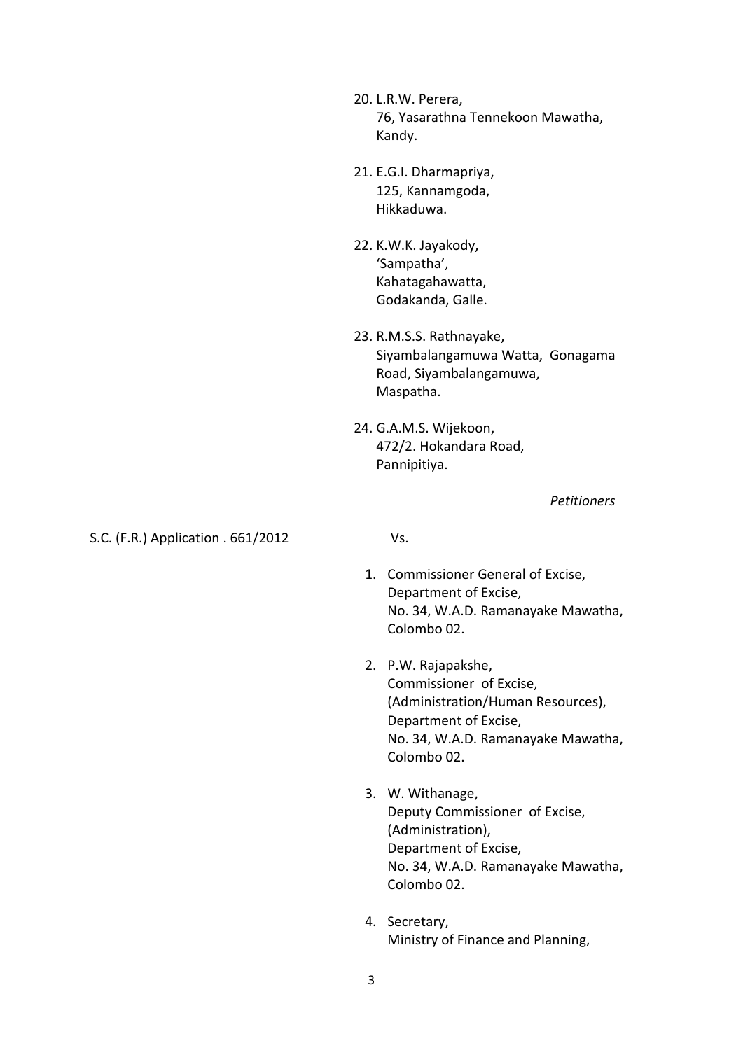20. L.R.W. Perera,  
    76, Yasarathna Tennekoon Mawatha,  
    Kandy.

21. E.G.I. Dharmapriya,  
    125, Kannamgoda,  
    Hikkaduwa.

22. K.W.K. Jayakody,  
    'Sampatha',  
    Kahatagahawatta,  
    Godakanda, Galle.

23. R.M.S.S. Rathnayake,  
    Siyambalangamuwa Watta, Gonagama Road, Siyambalangamuwa,  
    Maspatha.

24. G.A.M.S. Wijekoon,  
    472/2. Hokandara Road,  
    Pannipitiya.

*Petitioners*

S.C. (F.R.) Application . 661/2012

Vs.

1. Commissioner General of Excise,  
   Department of Excise,  
   No. 34, W.A.D. Ramanayake Mawatha,  
   Colombo 02.

2. P.W. Rajapakshe,  
   Commissioner of Excise,  
   (Administration/Human Resources),  
   Department of Excise,  
   No. 34, W.A.D. Ramanayake Mawatha,  
   Colombo 02.

3. W. Withanage,  
   Deputy Commissioner of Excise,  
   (Administration),  
   Department of Excise,  
   No. 34, W.A.D. Ramanayake Mawatha,  
   Colombo 02.

4. Secretary,  
   Ministry of Finance and Planning,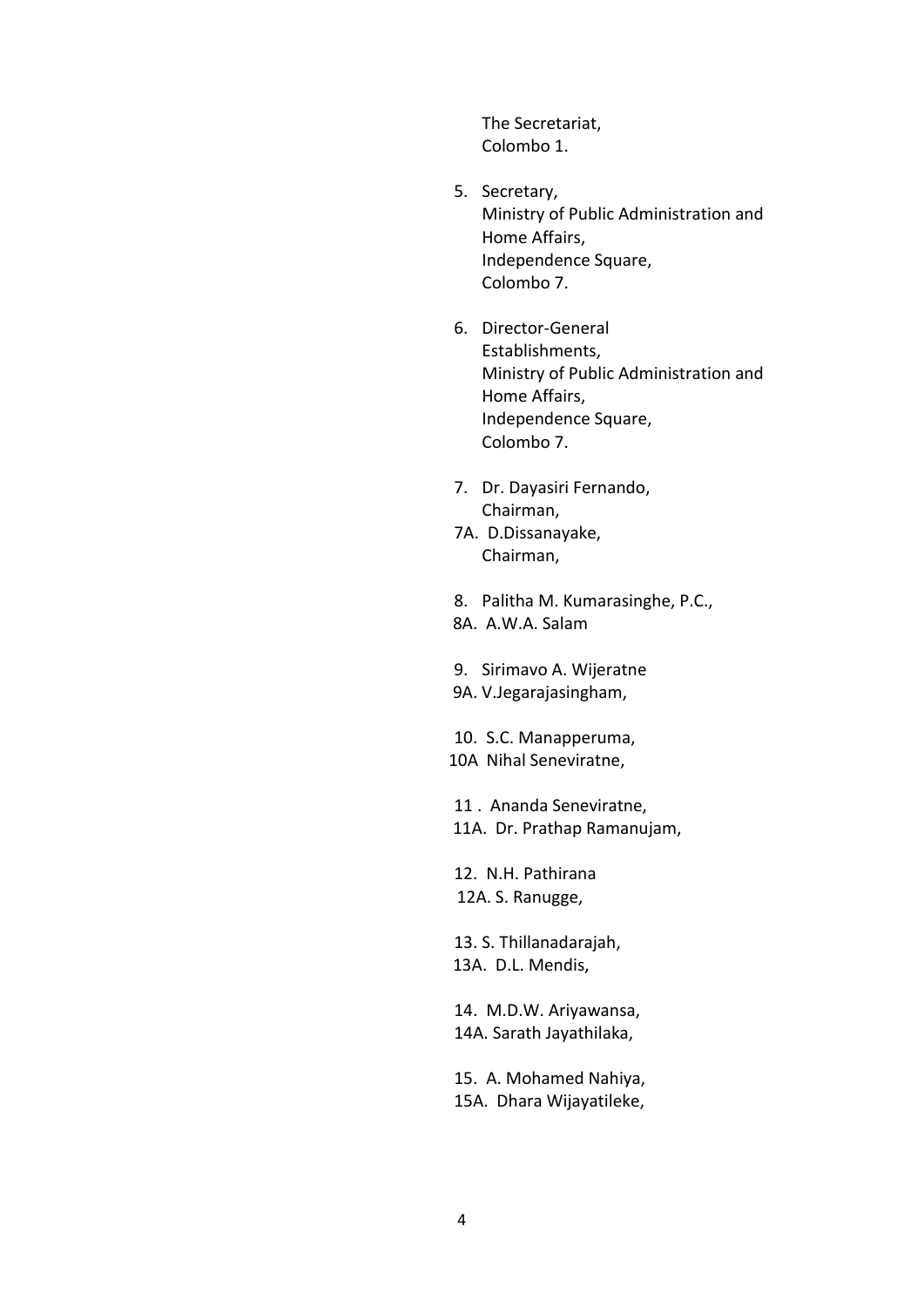The Secretariat,
Colombo 1.

5. Secretary,
   Ministry of Public Administration and
   Home Affairs,
   Independence Square,
   Colombo 7.

6. Director-General
   Establishments,
   Ministry of Public Administration and
   Home Affairs,
   Independence Square,
   Colombo 7.

7. Dr. Dayasiri Fernando,
   Chairman,

7A. D.Dissanayake,
   Chairman,

8. Palitha M. Kumarasinghe, P.C.,

8A. A.W.A. Salam

9. Sirimavo A. Wijeratne

9A. V.Jegarajasingham,

10. S.C. Manapperuma,

10A Nihal Seneviratne,

11 . Ananda Seneviratne,

11A. Dr. Prathap Ramanujam,

12. N.H. Pathirana

12A. S. Ranugge,

13. S. Thillanadarajah,

13A. D.L. Mendis,

14. M.D.W. Ariyawansa,

14A. Sarath Jayathilaka,

15. A. Mohamed Nahiya,

15A. Dhara Wijayatileke,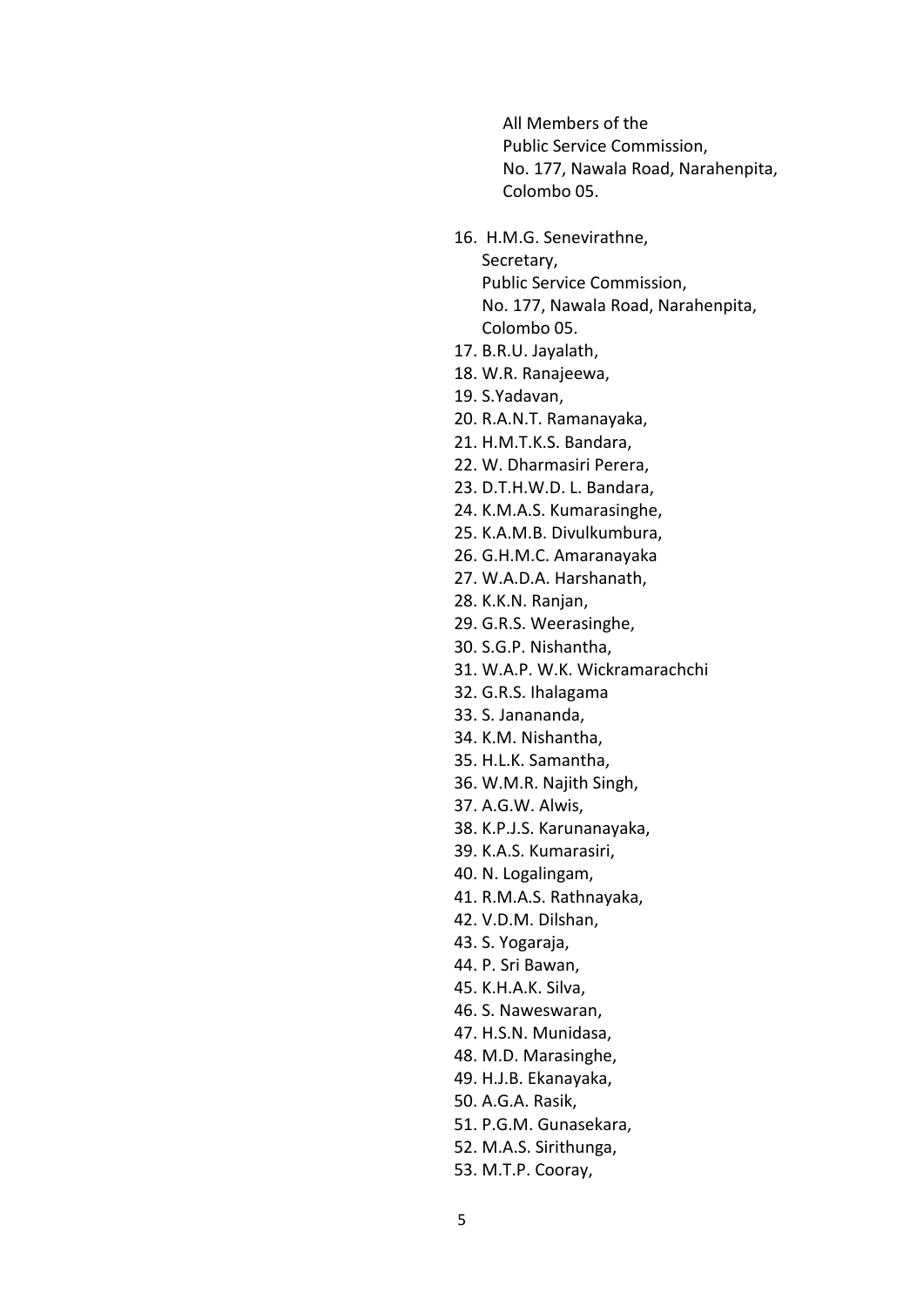All Members of the
Public Service Commission,
No. 177, Nawala Road, Narahenpita,
Colombo 05.

16. H.M.G. Senevirathne,
    Secretary,
    Public Service Commission,
    No. 177, Nawala Road, Narahenpita,
    Colombo 05.
17. B.R.U. Jayalath,
18. W.R. Ranajeewa,
19. S.Yadavan,
20. R.A.N.T. Ramanayaka,
21. H.M.T.K.S. Bandara,
22. W. Dharmasiri Perera,
23. D.T.H.W.D. L. Bandara,
24. K.M.A.S. Kumarasinghe,
25. K.A.M.B. Divulkumbura,
26. G.H.M.C. Amaranayaka
27. W.A.D.A. Harshanath,
28. K.K.N. Ranjan,
29. G.R.S. Weerasinghe,
30. S.G.P. Nishantha,
31. W.A.P. W.K. Wickramarachchi
32. G.R.S. Ihalagama
33. S. Janananda,
34. K.M. Nishantha,
35. H.L.K. Samantha,
36. W.M.R. Najith Singh,
37. A.G.W. Alwis,
38. K.P.J.S. Karunanayaka,
39. K.A.S. Kumarasiri,
40. N. Logalingam,
41. R.M.A.S. Rathnayaka,
42. V.D.M. Dilshan,
43. S. Yogaraja,
44. P. Sri Bawan,
45. K.H.A.K. Silva,
46. S. Naweswaran,
47. H.S.N. Munidasa,
48. M.D. Marasinghe,
49. H.J.B. Ekanayaka,
50. A.G.A. Rasik,
51. P.G.M. Gunasekara,
52. M.A.S. Sirithunga,
53. M.T.P. Cooray,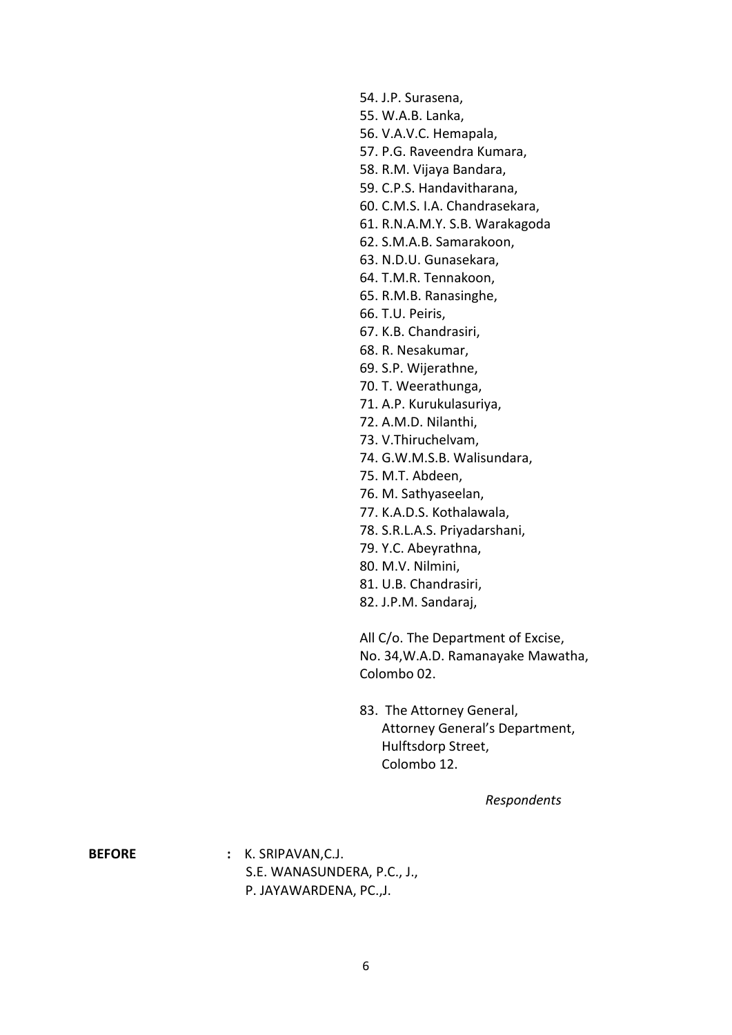54. J.P. Surasena,
55. W.A.B. Lanka,
56. V.A.V.C. Hemapala,
57. P.G. Raveendra Kumara,
58. R.M. Vijaya Bandara,
59. C.P.S. Handavitharana,
60. C.M.S. I.A. Chandrasekara,
61. R.N.A.M.Y. S.B. Warakagoda
62. S.M.A.B. Samarakoon,
63. N.D.U. Gunasekara,
64. T.M.R. Tennakoon,
65. R.M.B. Ranasinghe,
66. T.U. Peiris,
67. K.B. Chandrasiri,
68. R. Nesakumar,
69. S.P. Wijerathne,
70. T. Weerathunga,
71. A.P. Kurukulasuriya,
72. A.M.D. Nilanthi,
73. V.Thiruchelvam,
74. G.W.M.S.B. Walisundara,
75. M.T. Abdeen,
76. M. Sathyaseelan,
77. K.A.D.S. Kothalawala,
78. S.R.L.A.S. Priyadarshani,
79. Y.C. Abeyrathna,
80. M.V. Nilmini,
81. U.B. Chandrasiri,
82. J.P.M. Sandaraj,

All C/o. The Department of Excise,
No. 34,W.A.D. Ramanayake Mawatha,
Colombo 02.

83. The Attorney General,
Attorney General's Department,
Hulftsdorp Street,
Colombo 12.

*Respondents*

**BEFORE** : K. SRIPAVAN,C.J.
S.E. WANASUNDERA, P.C., J.,
P. JAYAWARDENA, PC.,J.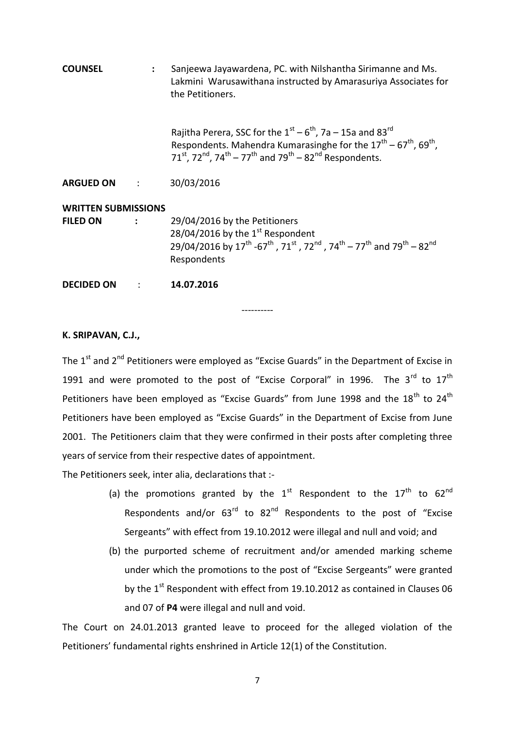**COUNSEL** : Sanjeewa Jayawardena, PC. with Nilshantha Sirimanne and Ms. Lakmini Warusawithana instructed by Amarasuriya Associates for the Petitioners.

Rajitha Perera, SSC for the 1st – 6th, 7a – 15a and 83rd Respondents. Mahendra Kumarasinghe for the 17th – 67th, 69th, 71st, 72nd, 74th – 77th and 79th – 82nd Respondents.

**ARGUED ON** : 30/03/2016

**WRITTEN SUBMISSIONS FILED ON** : 29/04/2016 by the Petitioners
28/04/2016 by the 1st Respondent
29/04/2016 by 17th -67th , 71st , 72nd , 74th – 77th and 79th – 82nd Respondents

**DECIDED ON** : **14.07.2016**

----------

**K. SRIPAVAN, C.J.,**

The 1st and 2nd Petitioners were employed as "Excise Guards" in the Department of Excise in 1991 and were promoted to the post of "Excise Corporal" in 1996. The 3rd to 17th Petitioners have been employed as "Excise Guards" from June 1998 and the 18th to 24th Petitioners have been employed as "Excise Guards" in the Department of Excise from June 2001. The Petitioners claim that they were confirmed in their posts after completing three years of service from their respective dates of appointment.

The Petitioners seek, inter alia, declarations that :-

(a) the promotions granted by the 1st Respondent to the 17th to 62nd Respondents and/or 63rd to 82nd Respondents to the post of "Excise Sergeants" with effect from 19.10.2012 were illegal and null and void; and

(b) the purported scheme of recruitment and/or amended marking scheme under which the promotions to the post of "Excise Sergeants" were granted by the 1st Respondent with effect from 19.10.2012 as contained in Clauses 06 and 07 of **P4** were illegal and null and void.

The Court on 24.01.2013 granted leave to proceed for the alleged violation of the Petitioners' fundamental rights enshrined in Article 12(1) of the Constitution.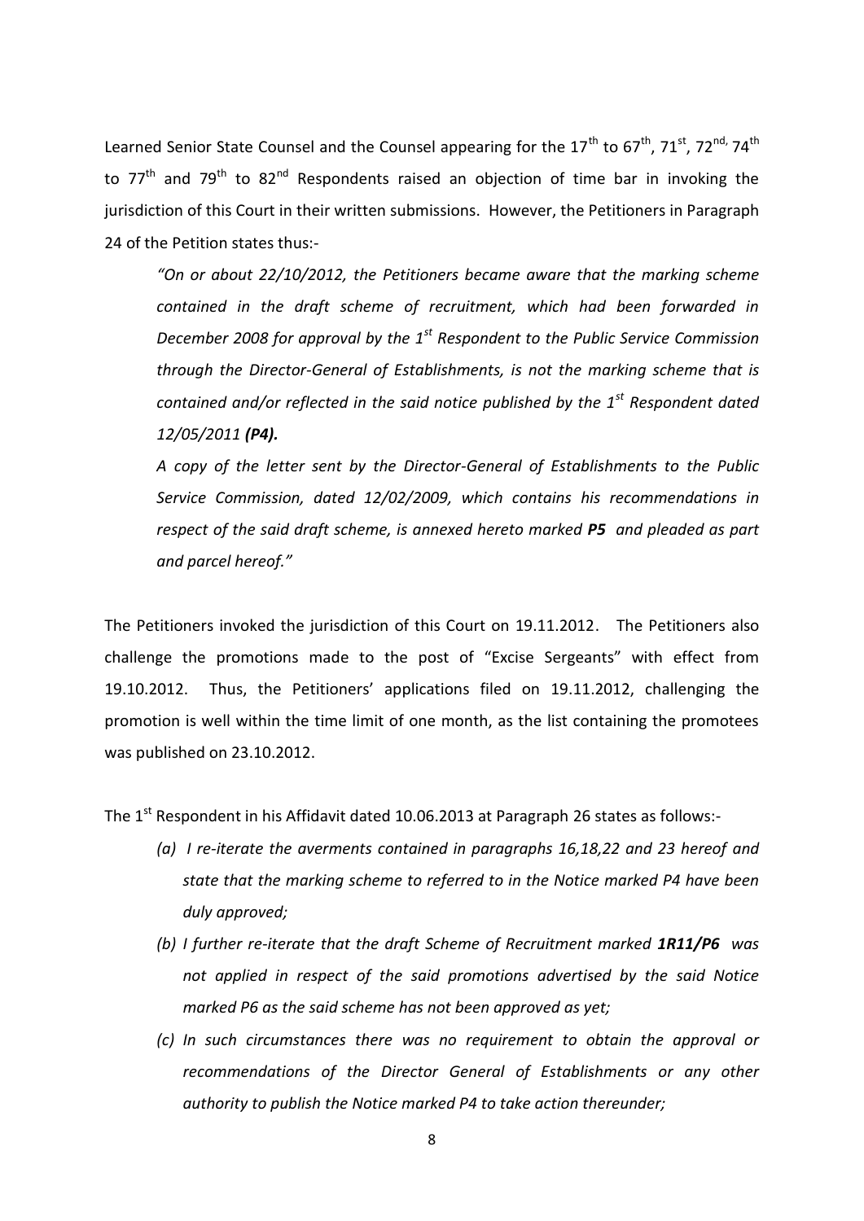Learned Senior State Counsel and the Counsel appearing for the 17th to 67th, 71st, 72nd, 74th to 77th and 79th to 82nd Respondents raised an objection of time bar in invoking the jurisdiction of this Court in their written submissions. However, the Petitioners in Paragraph 24 of the Petition states thus:-

> *"On or about 22/10/2012, the Petitioners became aware that the marking scheme contained in the draft scheme of recruitment, which had been forwarded in December 2008 for approval by the 1st Respondent to the Public Service Commission through the Director-General of Establishments, is not the marking scheme that is contained and/or reflected in the said notice published by the 1st Respondent dated 12/05/2011* ***(P4).***
>
> *A copy of the letter sent by the Director-General of Establishments to the Public Service Commission, dated 12/02/2009, which contains his recommendations in respect of the said draft scheme, is annexed hereto marked* ***P5*** *and pleaded as part and parcel hereof."*

The Petitioners invoked the jurisdiction of this Court on 19.11.2012. The Petitioners also challenge the promotions made to the post of "Excise Sergeants" with effect from 19.10.2012. Thus, the Petitioners' applications filed on 19.11.2012, challenging the promotion is well within the time limit of one month, as the list containing the promotees was published on 23.10.2012.

The 1st Respondent in his Affidavit dated 10.06.2013 at Paragraph 26 states as follows:-

> *(a) I re-iterate the averments contained in paragraphs 16,18,22 and 23 hereof and state that the marking scheme to referred to in the Notice marked P4 have been duly approved;*
>
> *(b) I further re-iterate that the draft Scheme of Recruitment marked* ***1R11/P6*** *was not applied in respect of the said promotions advertised by the said Notice marked P6 as the said scheme has not been approved as yet;*
>
> *(c) In such circumstances there was no requirement to obtain the approval or recommendations of the Director General of Establishments or any other authority to publish the Notice marked P4 to take action thereunder;*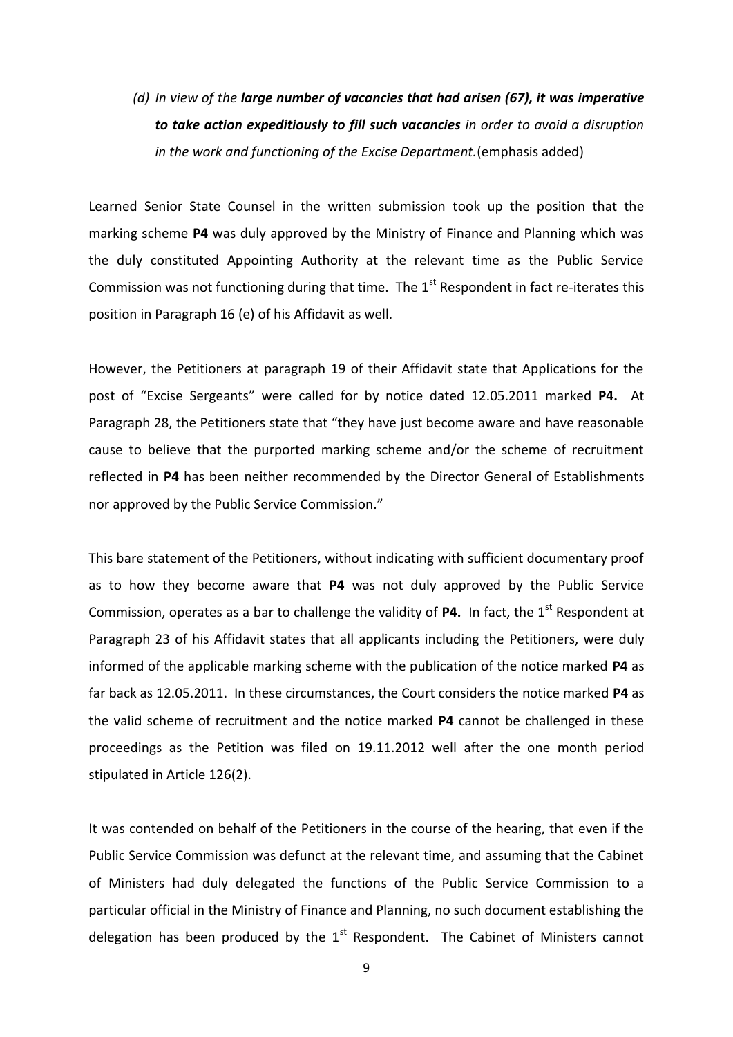*(d) In view of the **large number of vacancies that had arisen (67), it was imperative to take action expeditiously to fill such vacancies** in order to avoid a disruption in the work and functioning of the Excise Department.*(emphasis added)

Learned Senior State Counsel in the written submission took up the position that the marking scheme **P4** was duly approved by the Ministry of Finance and Planning which was the duly constituted Appointing Authority at the relevant time as the Public Service Commission was not functioning during that time. The 1st Respondent in fact re-iterates this position in Paragraph 16 (e) of his Affidavit as well.

However, the Petitioners at paragraph 19 of their Affidavit state that Applications for the post of "Excise Sergeants" were called for by notice dated 12.05.2011 marked **P4.** At Paragraph 28, the Petitioners state that "they have just become aware and have reasonable cause to believe that the purported marking scheme and/or the scheme of recruitment reflected in **P4** has been neither recommended by the Director General of Establishments nor approved by the Public Service Commission."

This bare statement of the Petitioners, without indicating with sufficient documentary proof as to how they become aware that **P4** was not duly approved by the Public Service Commission, operates as a bar to challenge the validity of **P4.** In fact, the 1st Respondent at Paragraph 23 of his Affidavit states that all applicants including the Petitioners, were duly informed of the applicable marking scheme with the publication of the notice marked **P4** as far back as 12.05.2011. In these circumstances, the Court considers the notice marked **P4** as the valid scheme of recruitment and the notice marked **P4** cannot be challenged in these proceedings as the Petition was filed on 19.11.2012 well after the one month period stipulated in Article 126(2).

It was contended on behalf of the Petitioners in the course of the hearing, that even if the Public Service Commission was defunct at the relevant time, and assuming that the Cabinet of Ministers had duly delegated the functions of the Public Service Commission to a particular official in the Ministry of Finance and Planning, no such document establishing the delegation has been produced by the 1st Respondent. The Cabinet of Ministers cannot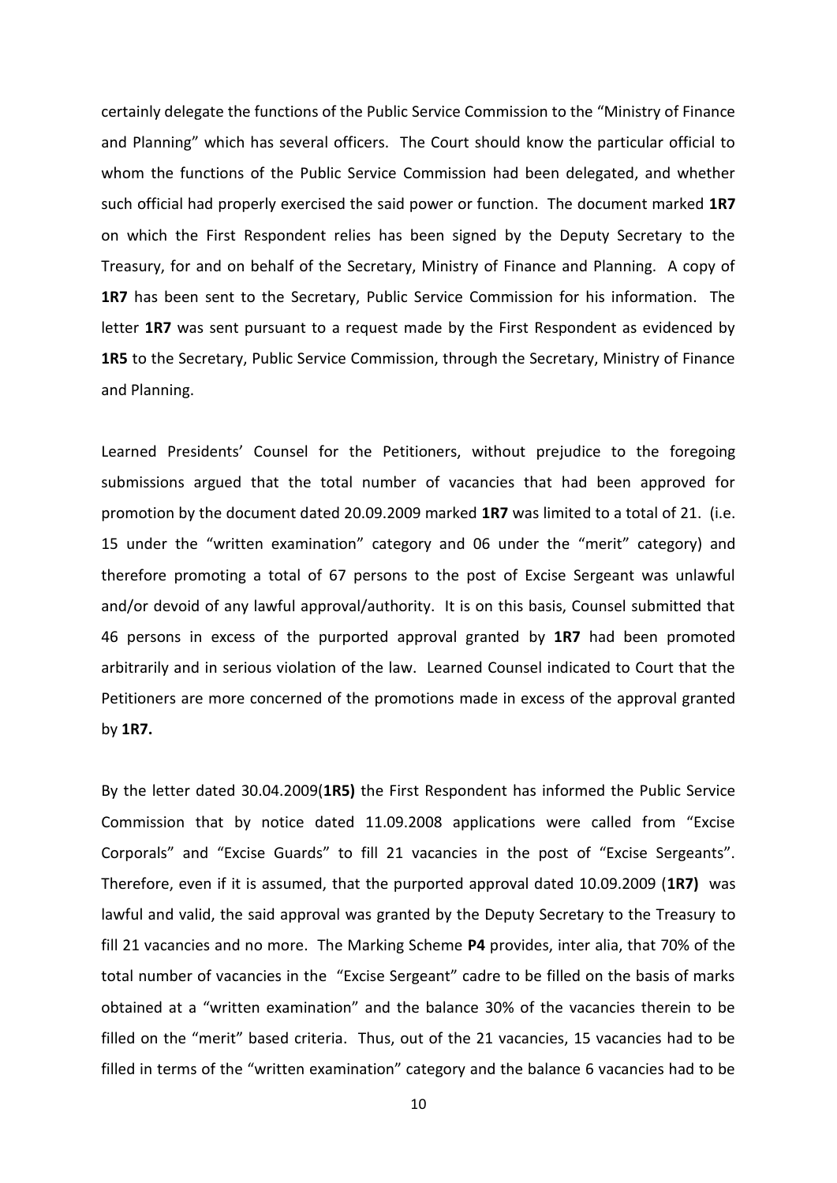certainly delegate the functions of the Public Service Commission to the "Ministry of Finance and Planning" which has several officers. The Court should know the particular official to whom the functions of the Public Service Commission had been delegated, and whether such official had properly exercised the said power or function. The document marked **1R7** on which the First Respondent relies has been signed by the Deputy Secretary to the Treasury, for and on behalf of the Secretary, Ministry of Finance and Planning. A copy of **1R7** has been sent to the Secretary, Public Service Commission for his information. The letter **1R7** was sent pursuant to a request made by the First Respondent as evidenced by **1R5** to the Secretary, Public Service Commission, through the Secretary, Ministry of Finance and Planning.

Learned Presidents' Counsel for the Petitioners, without prejudice to the foregoing submissions argued that the total number of vacancies that had been approved for promotion by the document dated 20.09.2009 marked **1R7** was limited to a total of 21. (i.e. 15 under the "written examination" category and 06 under the "merit" category) and therefore promoting a total of 67 persons to the post of Excise Sergeant was unlawful and/or devoid of any lawful approval/authority. It is on this basis, Counsel submitted that 46 persons in excess of the purported approval granted by **1R7** had been promoted arbitrarily and in serious violation of the law. Learned Counsel indicated to Court that the Petitioners are more concerned of the promotions made in excess of the approval granted by **1R7.**

By the letter dated 30.04.2009(**1R5)** the First Respondent has informed the Public Service Commission that by notice dated 11.09.2008 applications were called from "Excise Corporals" and "Excise Guards" to fill 21 vacancies in the post of "Excise Sergeants". Therefore, even if it is assumed, that the purported approval dated 10.09.2009 (**1R7)** was lawful and valid, the said approval was granted by the Deputy Secretary to the Treasury to fill 21 vacancies and no more. The Marking Scheme **P4** provides, inter alia, that 70% of the total number of vacancies in the "Excise Sergeant" cadre to be filled on the basis of marks obtained at a "written examination" and the balance 30% of the vacancies therein to be filled on the "merit" based criteria. Thus, out of the 21 vacancies, 15 vacancies had to be filled in terms of the "written examination" category and the balance 6 vacancies had to be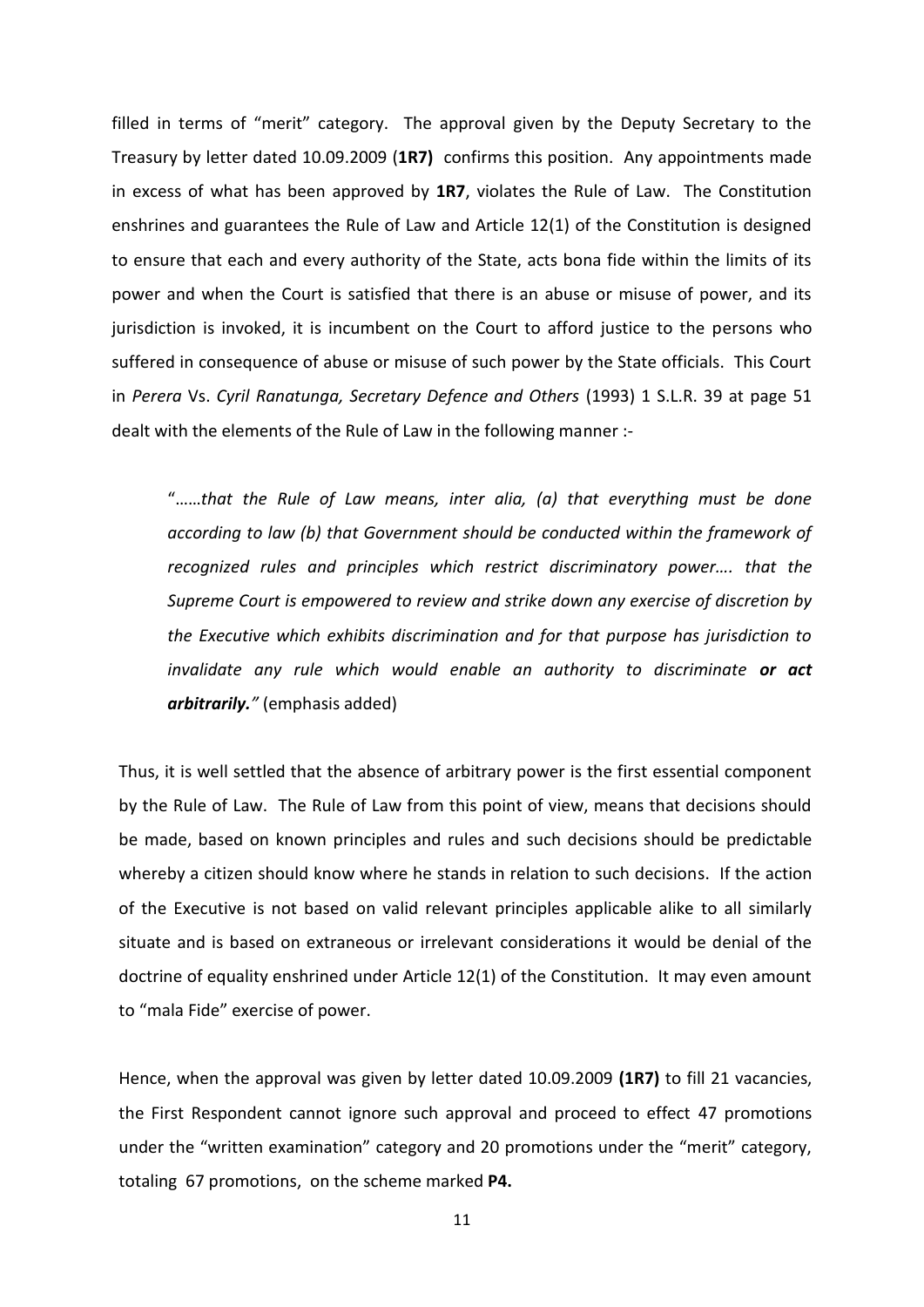filled in terms of "merit" category. The approval given by the Deputy Secretary to the Treasury by letter dated 10.09.2009 (**1R7**) confirms this position. Any appointments made in excess of what has been approved by **1R7**, violates the Rule of Law. The Constitution enshrines and guarantees the Rule of Law and Article 12(1) of the Constitution is designed to ensure that each and every authority of the State, acts bona fide within the limits of its power and when the Court is satisfied that there is an abuse or misuse of power, and its jurisdiction is invoked, it is incumbent on the Court to afford justice to the persons who suffered in consequence of abuse or misuse of such power by the State officials. This Court in *Perera* Vs. *Cyril Ranatunga, Secretary Defence and Others* (1993) 1 S.L.R. 39 at page 51 dealt with the elements of the Rule of Law in the following manner :-

> "……*that the Rule of Law means, inter alia, (a) that everything must be done according to law (b) that Government should be conducted within the framework of recognized rules and principles which restrict discriminatory power…. that the Supreme Court is empowered to review and strike down any exercise of discretion by the Executive which exhibits discrimination and for that purpose has jurisdiction to invalidate any rule which would enable an authority to discriminate* ***or act arbitrarily.***" (emphasis added)

Thus, it is well settled that the absence of arbitrary power is the first essential component by the Rule of Law. The Rule of Law from this point of view, means that decisions should be made, based on known principles and rules and such decisions should be predictable whereby a citizen should know where he stands in relation to such decisions. If the action of the Executive is not based on valid relevant principles applicable alike to all similarly situate and is based on extraneous or irrelevant considerations it would be denial of the doctrine of equality enshrined under Article 12(1) of the Constitution. It may even amount to "mala Fide" exercise of power.

Hence, when the approval was given by letter dated 10.09.2009 **(1R7)** to fill 21 vacancies, the First Respondent cannot ignore such approval and proceed to effect 47 promotions under the "written examination" category and 20 promotions under the "merit" category, totaling 67 promotions, on the scheme marked **P4.**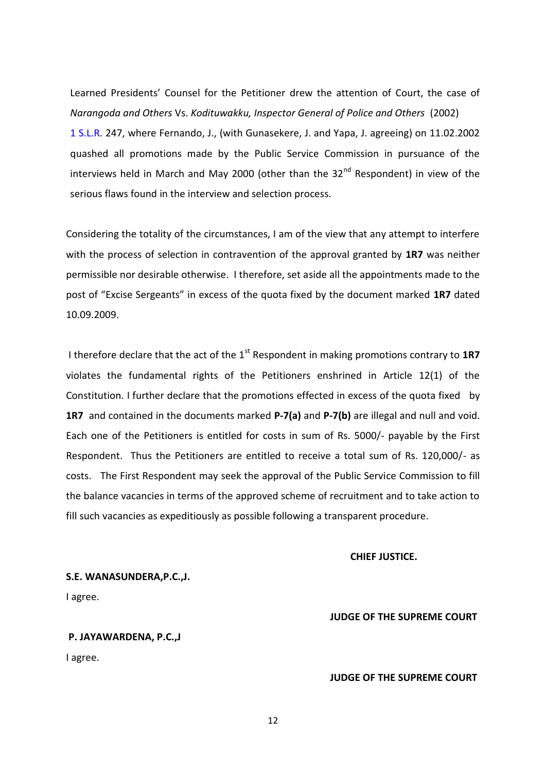Learned Presidents' Counsel for the Petitioner drew the attention of Court, the case of *Narangoda and Others* Vs. *Kodituwakku, Inspector General of Police and Others* (2002) 1 S.L.R. 247, where Fernando, J., (with Gunasekere, J. and Yapa, J. agreeing) on 11.02.2002 quashed all promotions made by the Public Service Commission in pursuance of the interviews held in March and May 2000 (other than the 32nd Respondent) in view of the serious flaws found in the interview and selection process.

Considering the totality of the circumstances, I am of the view that any attempt to interfere with the process of selection in contravention of the approval granted by **1R7** was neither permissible nor desirable otherwise. I therefore, set aside all the appointments made to the post of "Excise Sergeants" in excess of the quota fixed by the document marked **1R7** dated 10.09.2009.

I therefore declare that the act of the 1st Respondent in making promotions contrary to **1R7** violates the fundamental rights of the Petitioners enshrined in Article 12(1) of the Constitution. I further declare that the promotions effected in excess of the quota fixed by **1R7** and contained in the documents marked **P-7(a)** and **P-7(b)** are illegal and null and void. Each one of the Petitioners is entitled for costs in sum of Rs. 5000/- payable by the First Respondent. Thus the Petitioners are entitled to receive a total sum of Rs. 120,000/- as costs. The First Respondent may seek the approval of the Public Service Commission to fill the balance vacancies in terms of the approved scheme of recruitment and to take action to fill such vacancies as expeditiously as possible following a transparent procedure.

**CHIEF JUSTICE.**

**S.E. WANASUNDERA,P.C.,J.**

I agree.

**JUDGE OF THE SUPREME COURT**

**P. JAYAWARDENA, P.C.,J**

I agree.

**JUDGE OF THE SUPREME COURT**